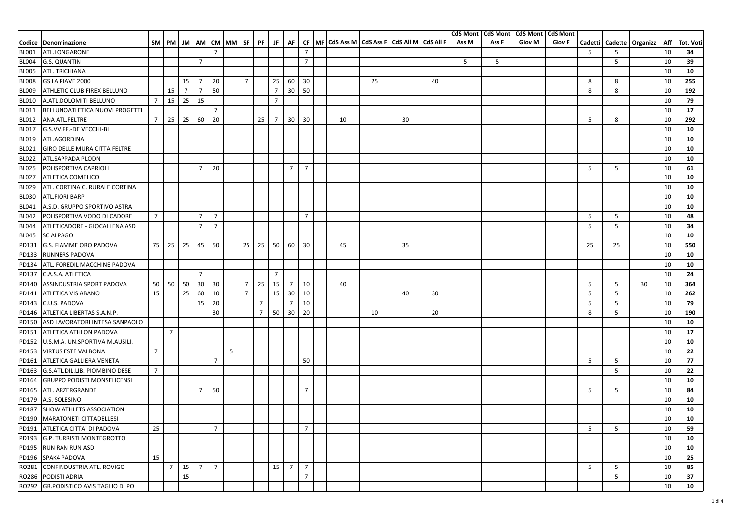| Codice | Denominazione | SM | PM | JM | AM | CM | MM | SF | PF | JF | AF | CF | MF | CdS Ass M | CdS Ass F | CdS All M | CdS All F | CdS Mont Ass M | CdS Mont Ass F | CdS Mont Giov M | CdS Mont Giov F | Cadetti | Cadette | Organizz | Aff | Tot. Voti |
|---|---|---|---|---|---|---|---|---|---|---|---|---|---|---|---|---|---|---|---|---|---|---|---|---|---|---|
| BL001 | ATL.LONGARONE | | | | | 7 | | | | | | 7 | | | | | | | | | | 5 | 5 | | 10 | **34** |
| BL004 | G.S. QUANTIN | | | | 7 | | | | | | | 7 | | | | | | 5 | 5 | | | | 5 | | 10 | **39** |
| BL005 | ATL. TRICHIANA | | | | | | | | | | | | | | | | | | | | | | | | 10 | **10** |
| BL008 | GS LA PIAVE 2000 | | | 15 | 7 | 20 | | 7 | | 25 | 60 | 30 | | | 25 | | 40 | | | | | 8 | 8 | | 10 | **255** |
| BL009 | ATHLETIC CLUB FIREX BELLUNO | | 15 | 7 | 7 | 50 | | | | 7 | 30 | 50 | | | | | | | | | | 8 | 8 | | 10 | **192** |
| BL010 | A.ATL.DOLOMITI BELLUNO | 7 | 15 | 25 | 15 | | | | | 7 | | | | | | | | | | | | | | | 10 | **79** |
| BL011 | BELLUNOATLETICA NUOVI PROGETTI | | | | | 7 | | | | | | | | | | | | | | | | | | | 10 | **17** |
| BL012 | ANA ATL.FELTRE | 7 | 25 | 25 | 60 | 20 | | | 25 | 7 | 30 | 30 | | 10 | | 30 | | | | | | 5 | 8 | | 10 | **292** |
| BL017 | G.S.VV.FF.-DE VECCHI-BL | | | | | | | | | | | | | | | | | | | | | | | | 10 | **10** |
| BL019 | ATL.AGORDINA | | | | | | | | | | | | | | | | | | | | | | | | 10 | **10** |
| BL021 | GIRO DELLE MURA CITTA FELTRE | | | | | | | | | | | | | | | | | | | | | | | | 10 | **10** |
| BL022 | ATL.SAPPADA PLODN | | | | | | | | | | | | | | | | | | | | | | | | 10 | **10** |
| BL025 | POLISPORTIVA CAPRIOLI | | | | 7 | 20 | | | | | 7 | 7 | | | | | | | | | | 5 | 5 | | 10 | **61** |
| BL027 | ATLETICA COMELICO | | | | | | | | | | | | | | | | | | | | | | | | 10 | **10** |
| BL029 | ATL. CORTINA C. RURALE CORTINA | | | | | | | | | | | | | | | | | | | | | | | | 10 | **10** |
| BL030 | ATL.FIORI BARP | | | | | | | | | | | | | | | | | | | | | | | | 10 | **10** |
| BL041 | A.S.D. GRUPPO SPORTIVO ASTRA | | | | | | | | | | | | | | | | | | | | | | | | 10 | **10** |
| BL042 | POLISPORTIVA VODO DI CADORE | 7 | | | 7 | 7 | | | | | | 7 | | | | | | | | | | 5 | 5 | | 10 | **48** |
| BL044 | ATLETICADORE - GIOCALLENA ASD | | | | 7 | 7 | | | | | | | | | | | | | | | | 5 | 5 | | 10 | **34** |
| BL045 | SC ALPAGO | | | | | | | | | | | | | | | | | | | | | | | | 10 | **10** |
| PD131 | G.S. FIAMME ORO PADOVA | 75 | 25 | 25 | 45 | 50 | | 25 | 25 | 50 | 60 | 30 | | 45 | | 35 | | | | | | 25 | 25 | | 10 | **550** |
| PD133 | RUNNERS PADOVA | | | | | | | | | | | | | | | | | | | | | | | | 10 | **10** |
| PD134 | ATL. FOREDIL MACCHINE PADOVA | | | | | | | | | | | | | | | | | | | | | | | | 10 | **10** |
| PD137 | C.A.S.A. ATLETICA | | | | 7 | | | | | 7 | | | | | | | | | | | | | | | 10 | **24** |
| PD140 | ASSINDUSTRIA SPORT PADOVA | 50 | 50 | 50 | 30 | 30 | | 7 | 25 | 15 | 7 | 10 | | 40 | | | | | | | | 5 | 5 | 30 | 10 | **364** |
| PD141 | ATLETICA VIS ABANO | 15 | | 25 | 60 | 10 | | 7 | | 15 | 30 | 10 | | | | 40 | 30 | | | | | 5 | 5 | | 10 | **262** |
| PD143 | C.U.S. PADOVA | | | | 15 | 20 | | | 7 | | 7 | 10 | | | | | | | | | | 5 | 5 | | 10 | **79** |
| PD146 | ATLETICA LIBERTAS S.A.N.P. | | | | | 30 | | | 7 | 50 | 30 | 20 | | | 10 | | 20 | | | | | 8 | 5 | | 10 | **190** |
| PD150 | ASD LAVORATORI INTESA SANPAOLO | | | | | | | | | | | | | | | | | | | | | | | | 10 | **10** |
| PD151 | ATLETICA ATHLON PADOVA | | 7 | | | | | | | | | | | | | | | | | | | | | | 10 | **17** |
| PD152 | U.S.M.A. UN.SPORTIVA M.AUSILI. | | | | | | | | | | | | | | | | | | | | | | | | 10 | **10** |
| PD153 | VIRTUS ESTE VALBONA | 7 | | | | | 5 | | | | | | | | | | | | | | | | | | 10 | **22** |
| PD161 | ATLETICA GALLIERA VENETA | | | | | 7 | | | | | | 50 | | | | | | | | | | 5 | 5 | | 10 | **77** |
| PD163 | G.S.ATL.DIL.LIB. PIOMBINO DESE | 7 | | | | | | | | | | | | | | | | | | | | | 5 | | 10 | **22** |
| PD164 | GRUPPO PODISTI MONSELICENSI | | | | | | | | | | | | | | | | | | | | | | | | 10 | **10** |
| PD165 | ATL. ARZERGRANDE | | | | 7 | 50 | | | | | | 7 | | | | | | | | | | 5 | 5 | | 10 | **84** |
| PD179 | A.S. SOLESINO | | | | | | | | | | | | | | | | | | | | | | | | 10 | **10** |
| PD187 | SHOW ATHLETS ASSOCIATION | | | | | | | | | | | | | | | | | | | | | | | | 10 | **10** |
| PD190 | MARATONETI CITTADELLESI | | | | | | | | | | | | | | | | | | | | | | | | 10 | **10** |
| PD191 | ATLETICA CITTA' DI PADOVA | 25 | | | | 7 | | | | | | 7 | | | | | | | | | | 5 | 5 | | 10 | **59** |
| PD193 | G.P. TURRISTI MONTEGROTTO | | | | | | | | | | | | | | | | | | | | | | | | 10 | **10** |
| PD195 | RUN RAN RUN ASD | | | | | | | | | | | | | | | | | | | | | | | | 10 | **10** |
| PD196 | SPAK4 PADOVA | 15 | | | | | | | | | | | | | | | | | | | | | | | 10 | **25** |
| RO281 | CONFINDUSTRIA ATL. ROVIGO | | 7 | 15 | 7 | 7 | | | | 15 | 7 | 7 | | | | | | | | | | 5 | 5 | | 10 | **85** |
| RO286 | PODISTI ADRIA | | | 15 | | | | | | | | 7 | | | | | | | | | | | 5 | | 10 | **37** |
| RO292 | GR.PODISTICO AVIS TAGLIO DI PO | | | | | | | | | | | | | | | | | | | | | | | | 10 | **10** |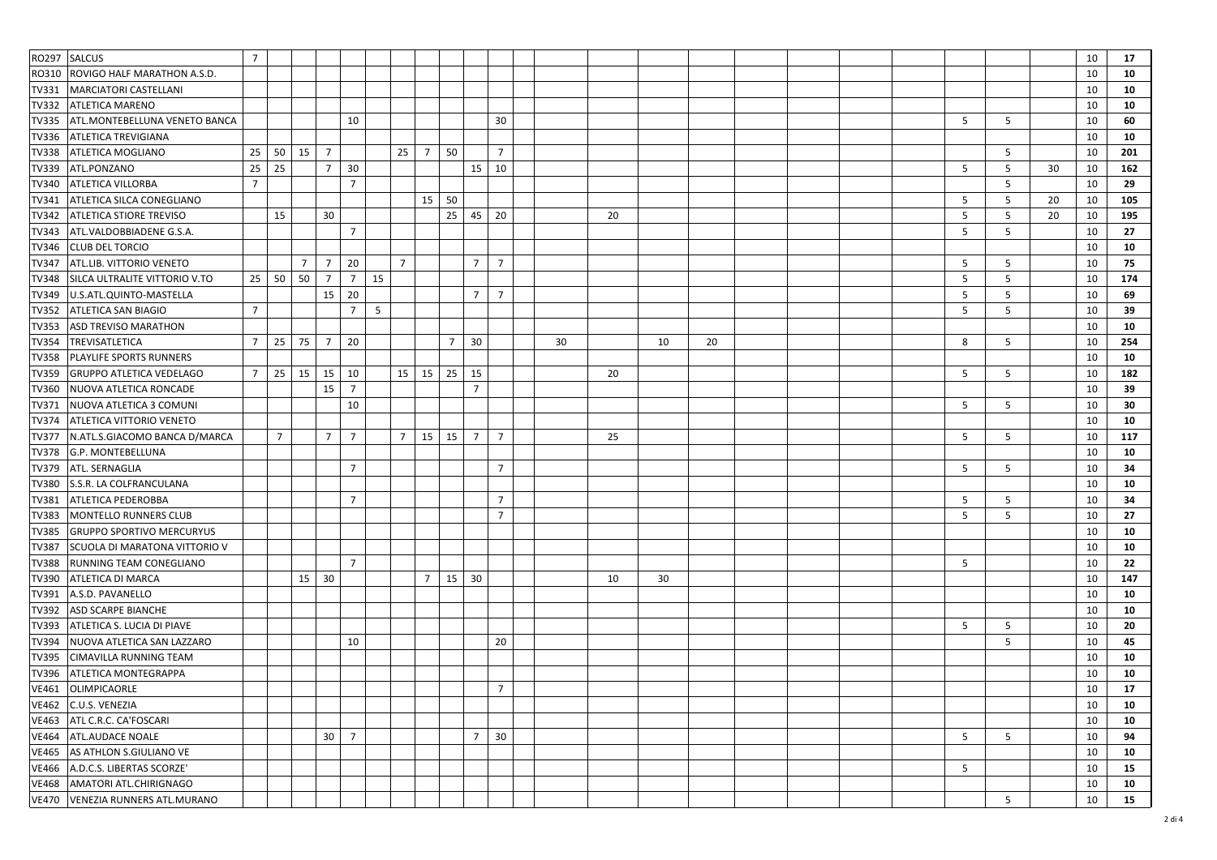| | | | | | | | | | | | | | | | | | | | | | | | | | | |
|---|---|---|---|---|---|---|---|---|---|---|---|---|---|---|---|---|---|---|---|---|---|---|---|---|---|---|
| RO297 | SALCUS | 7 | | | | | | | | | | | | | | | | | | | | | | | 10 | **17** |
| RO310 | ROVIGO HALF MARATHON A.S.D. | | | | | | | | | | | | | | | | | | | | | | | | 10 | **10** |
| TV331 | MARCIATORI CASTELLANI | | | | | | | | | | | | | | | | | | | | | | | | 10 | **10** |
| TV332 | ATLETICA MARENO | | | | | | | | | | | | | | | | | | | | | | | | 10 | **10** |
| TV335 | ATL.MONTEBELLUNA VENETO BANCA | | | | | 10 | | | | | | 30 | | | | | | | | | | 5 | 5 | | 10 | **60** |
| TV336 | ATLETICA TREVIGIANA | | | | | | | | | | | | | | | | | | | | | | | | 10 | **10** |
| TV338 | ATLETICA MOGLIANO | 25 | 50 | 15 | 7 | | | 25 | 7 | 50 | | 7 | | | | | | | | | | | 5 | | 10 | **201** |
| TV339 | ATL.PONZANO | 25 | 25 | | 7 | 30 | | | | | 15 | 10 | | | | | | | | | | 5 | 5 | 30 | 10 | **162** |
| TV340 | ATLETICA VILLORBA | 7 | | | | 7 | | | | | | | | | | | | | | | | | 5 | | 10 | **29** |
| TV341 | ATLETICA SILCA CONEGLIANO | | | | | | | | 15 | 50 | | | | | | | | | | | | 5 | 5 | 20 | 10 | **105** |
| TV342 | ATLETICA STIORE TREVISO | | 15 | | 30 | | | | | 25 | 45 | 20 | | | 20 | | | | | | | 5 | 5 | 20 | 10 | **195** |
| TV343 | ATL.VALDOBBIADENE G.S.A. | | | | | 7 | | | | | | | | | | | | | | | | 5 | 5 | | 10 | **27** |
| TV346 | CLUB DEL TORCIO | | | | | | | | | | | | | | | | | | | | | | | | 10 | **10** |
| TV347 | ATL.LIB. VITTORIO VENETO | | | 7 | 7 | 20 | | 7 | | | 7 | 7 | | | | | | | | | | 5 | 5 | | 10 | **75** |
| TV348 | SILCA ULTRALITE VITTORIO V.TO | 25 | 50 | 50 | 7 | 7 | 15 | | | | | | | | | | | | | | | 5 | 5 | | 10 | **174** |
| TV349 | U.S.ATL.QUINTO-MASTELLA | | | | 15 | 20 | | | | | 7 | 7 | | | | | | | | | | 5 | 5 | | 10 | **69** |
| TV352 | ATLETICA SAN BIAGIO | 7 | | | | 7 | 5 | | | | | | | | | | | | | | | 5 | 5 | | 10 | **39** |
| TV353 | ASD TREVISO MARATHON | | | | | | | | | | | | | | | | | | | | | | | | 10 | **10** |
| TV354 | TREVISATLETICA | 7 | 25 | 75 | 7 | 20 | | | | 7 | 30 | | | 30 | | 10 | 20 | | | | | 8 | 5 | | 10 | **254** |
| TV358 | PLAYLIFE SPORTS RUNNERS | | | | | | | | | | | | | | | | | | | | | | | | 10 | **10** |
| TV359 | GRUPPO ATLETICA VEDELAGO | 7 | 25 | 15 | 15 | 10 | | 15 | 15 | 25 | 15 | | | | 20 | | | | | | | 5 | 5 | | 10 | **182** |
| TV360 | NUOVA ATLETICA RONCADE | | | | 15 | 7 | | | | | 7 | | | | | | | | | | | | | | 10 | **39** |
| TV371 | NUOVA ATLETICA 3 COMUNI | | | | | 10 | | | | | | | | | | | | | | | | 5 | 5 | | 10 | **30** |
| TV374 | ATLETICA VITTORIO VENETO | | | | | | | | | | | | | | | | | | | | | | | | 10 | **10** |
| TV377 | N.ATL.S.GIACOMO BANCA D/MARCA | | 7 | | 7 | 7 | | 7 | 15 | 15 | 7 | 7 | | | 25 | | | | | | | 5 | 5 | | 10 | **117** |
| TV378 | G.P. MONTEBELLUNA | | | | | | | | | | | | | | | | | | | | | | | | 10 | **10** |
| TV379 | ATL. SERNAGLIA | | | | | 7 | | | | | | 7 | | | | | | | | | | 5 | 5 | | 10 | **34** |
| TV380 | S.S.R. LA COLFRANCULANA | | | | | | | | | | | | | | | | | | | | | | | | 10 | **10** |
| TV381 | ATLETICA PEDEROBBA | | | | | 7 | | | | | | 7 | | | | | | | | | | 5 | 5 | | 10 | **34** |
| TV383 | MONTELLO RUNNERS CLUB | | | | | | | | | | | 7 | | | | | | | | | | 5 | 5 | | 10 | **27** |
| TV385 | GRUPPO SPORTIVO MERCURYUS | | | | | | | | | | | | | | | | | | | | | | | | 10 | **10** |
| TV387 | SCUOLA DI MARATONA VITTORIO V | | | | | | | | | | | | | | | | | | | | | | | | 10 | **10** |
| TV388 | RUNNING TEAM CONEGLIANO | | | | | 7 | | | | | | | | | | | | | | | | 5 | | | 10 | **22** |
| TV390 | ATLETICA DI MARCA | | | 15 | 30 | | | | 7 | 15 | 30 | | | | 10 | 30 | | | | | | | | | 10 | **147** |
| TV391 | A.S.D. PAVANELLO | | | | | | | | | | | | | | | | | | | | | | | | 10 | **10** |
| TV392 | ASD SCARPE BIANCHE | | | | | | | | | | | | | | | | | | | | | | | | 10 | **10** |
| TV393 | ATLETICA S. LUCIA DI PIAVE | | | | | | | | | | | | | | | | | | | | | 5 | 5 | | 10 | **20** |
| TV394 | NUOVA ATLETICA SAN LAZZARO | | | | | 10 | | | | | | 20 | | | | | | | | | | | 5 | | 10 | **45** |
| TV395 | CIMAVILLA RUNNING TEAM | | | | | | | | | | | | | | | | | | | | | | | | 10 | **10** |
| TV396 | ATLETICA MONTEGRAPPA | | | | | | | | | | | | | | | | | | | | | | | | 10 | **10** |
| VE461 | OLIMPICAORLE | | | | | | | | | | | 7 | | | | | | | | | | | | | 10 | **17** |
| VE462 | C.U.S. VENEZIA | | | | | | | | | | | | | | | | | | | | | | | | 10 | **10** |
| VE463 | ATL C.R.C. CA'FOSCARI | | | | | | | | | | | | | | | | | | | | | | | | 10 | **10** |
| VE464 | ATL.AUDACE NOALE | | | | 30 | 7 | | | | | 7 | 30 | | | | | | | | | | 5 | 5 | | 10 | **94** |
| VE465 | AS ATHLON S.GIULIANO VE | | | | | | | | | | | | | | | | | | | | | | | | 10 | **10** |
| VE466 | A.D.C.S. LIBERTAS SCORZE' | | | | | | | | | | | | | | | | | | | | | 5 | | | 10 | **15** |
| VE468 | AMATORI ATL.CHIRIGNAGO | | | | | | | | | | | | | | | | | | | | | | | | 10 | **10** |
| VE470 | VENEZIA RUNNERS ATL.MURANO | | | | | | | | | | | | | | | | | | | | | | 5 | | 10 | **15** |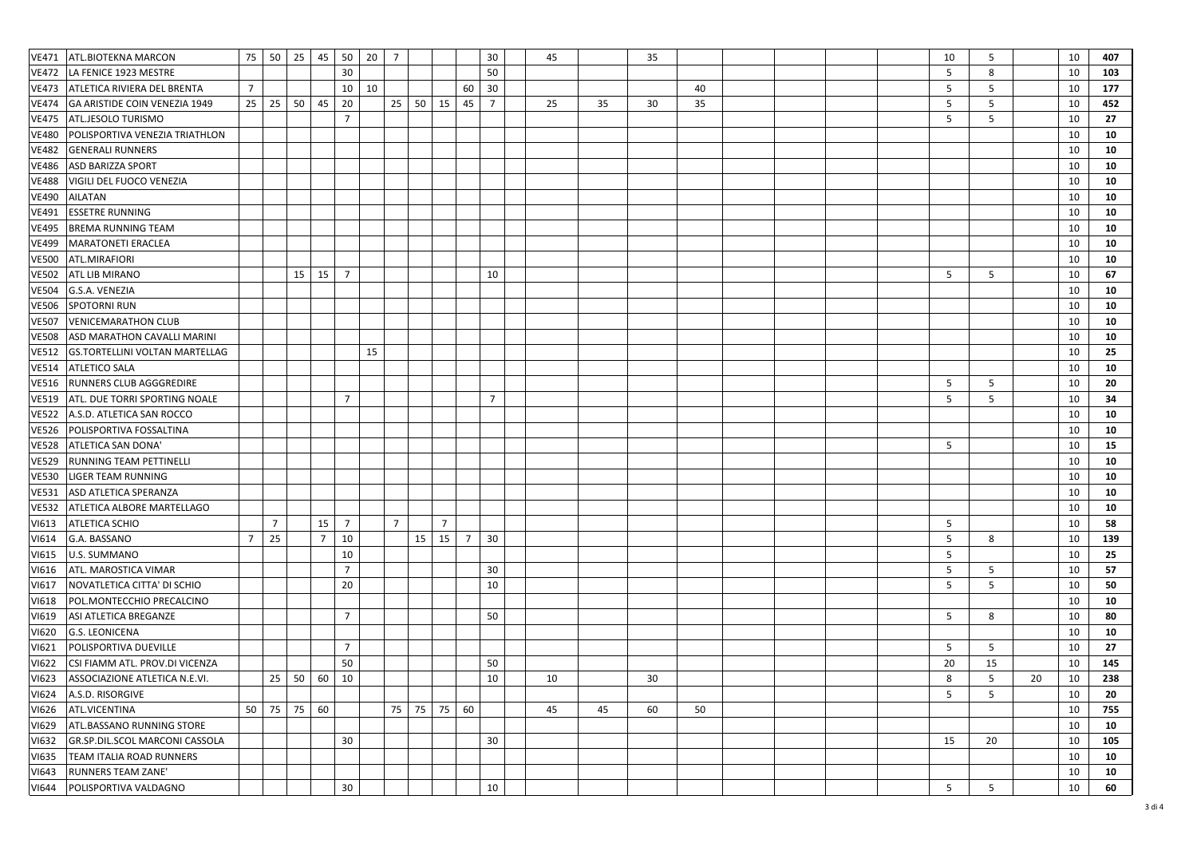| | | | | | | | | | | | | | | | | | | | | | | | | | | | |
|---|---|---|---|---|---|---|---|---|---|---|---|---|---|---|---|---|---|---|---|---|---|---|---|---|---|---|---|
| VE471 | ATL.BIOTEKNA MARCON | 75 | 50 | 25 | 45 | 50 | 20 | 7 | | | | 30 | | 45 | | 35 | | | | | | | 10 | 5 | | 10 | **407** |
| VE472 | LA FENICE 1923 MESTRE | | | | | 30 | | | | | | 50 | | | | | | | | | | | 5 | 8 | | 10 | **103** |
| VE473 | ATLETICA RIVIERA DEL BRENTA | 7 | | | | 10 | 10 | | | | 60 | 30 | | | | | 40 | | | | | | 5 | 5 | | 10 | **177** |
| VE474 | GA ARISTIDE COIN VENEZIA 1949 | 25 | 25 | 50 | 45 | 20 | | 25 | 50 | 15 | 45 | 7 | | 25 | 35 | 30 | 35 | | | | | | 5 | 5 | | 10 | **452** |
| VE475 | ATL.JESOLO TURISMO | | | | | 7 | | | | | | | | | | | | | | | | | 5 | 5 | | 10 | **27** |
| VE480 | POLISPORTIVA VENEZIA TRIATHLON | | | | | | | | | | | | | | | | | | | | | | | | | 10 | **10** |
| VE482 | GENERALI RUNNERS | | | | | | | | | | | | | | | | | | | | | | | | | 10 | **10** |
| VE486 | ASD BARIZZA SPORT | | | | | | | | | | | | | | | | | | | | | | | | | 10 | **10** |
| VE488 | VIGILI DEL FUOCO VENEZIA | | | | | | | | | | | | | | | | | | | | | | | | | 10 | **10** |
| VE490 | AILATAN | | | | | | | | | | | | | | | | | | | | | | | | | 10 | **10** |
| VE491 | ESSETRE RUNNING | | | | | | | | | | | | | | | | | | | | | | | | | 10 | **10** |
| VE495 | BREMA RUNNING TEAM | | | | | | | | | | | | | | | | | | | | | | | | | 10 | **10** |
| VE499 | MARATONETI ERACLEA | | | | | | | | | | | | | | | | | | | | | | | | | 10 | **10** |
| VE500 | ATL.MIRAFIORI | | | | | | | | | | | | | | | | | | | | | | | | | 10 | **10** |
| VE502 | ATL LIB MIRANO | | | 15 | 15 | 7 | | | | | | 10 | | | | | | | | | | | 5 | 5 | | 10 | **67** |
| VE504 | G.S.A. VENEZIA | | | | | | | | | | | | | | | | | | | | | | | | | 10 | **10** |
| VE506 | SPOTORNI RUN | | | | | | | | | | | | | | | | | | | | | | | | | 10 | **10** |
| VE507 | VENICEMARATHON CLUB | | | | | | | | | | | | | | | | | | | | | | | | | 10 | **10** |
| VE508 | ASD MARATHON CAVALLI MARINI | | | | | | | | | | | | | | | | | | | | | | | | | 10 | **10** |
| VE512 | GS.TORTELLINI VOLTAN MARTELLAG | | | | | | 15 | | | | | | | | | | | | | | | | | | | 10 | **25** |
| VE514 | ATLETICO SALA | | | | | | | | | | | | | | | | | | | | | | | | | 10 | **10** |
| VE516 | RUNNERS CLUB AGGGREDIRE | | | | | | | | | | | | | | | | | | | | | | 5 | 5 | | 10 | **20** |
| VE519 | ATL. DUE TORRI SPORTING NOALE | | | | | 7 | | | | | | 7 | | | | | | | | | | | 5 | 5 | | 10 | **34** |
| VE522 | A.S.D. ATLETICA SAN ROCCO | | | | | | | | | | | | | | | | | | | | | | | | | 10 | **10** |
| VE526 | POLISPORTIVA FOSSALTINA | | | | | | | | | | | | | | | | | | | | | | | | | 10 | **10** |
| VE528 | ATLETICA SAN DONA' | | | | | | | | | | | | | | | | | | | | | | 5 | | | 10 | **15** |
| VE529 | RUNNING TEAM PETTINELLI | | | | | | | | | | | | | | | | | | | | | | | | | 10 | **10** |
| VE530 | LIGER TEAM RUNNING | | | | | | | | | | | | | | | | | | | | | | | | | 10 | **10** |
| VE531 | ASD ATLETICA SPERANZA | | | | | | | | | | | | | | | | | | | | | | | | | 10 | **10** |
| VE532 | ATLETICA ALBORE MARTELLAGO | | | | | | | | | | | | | | | | | | | | | | | | | 10 | **10** |
| VI613 | ATLETICA SCHIO | | 7 | | 15 | 7 | | 7 | | 7 | | | | | | | | | | | | | 5 | | | 10 | **58** |
| VI614 | G.A. BASSANO | 7 | 25 | | 7 | 10 | | | 15 | 15 | 7 | 30 | | | | | | | | | | | 5 | 8 | | 10 | **139** |
| VI615 | U.S. SUMMANO | | | | | 10 | | | | | | | | | | | | | | | | | 5 | | | 10 | **25** |
| VI616 | ATL. MAROSTICA VIMAR | | | | | 7 | | | | | | 30 | | | | | | | | | | | 5 | 5 | | 10 | **57** |
| VI617 | NOVATLETICA CITTA' DI SCHIO | | | | | 20 | | | | | | 10 | | | | | | | | | | | 5 | 5 | | 10 | **50** |
| VI618 | POL.MONTECCHIO PRECALCINO | | | | | | | | | | | | | | | | | | | | | | | | | 10 | **10** |
| VI619 | ASI ATLETICA BREGANZE | | | | | 7 | | | | | | 50 | | | | | | | | | | | 5 | 8 | | 10 | **80** |
| VI620 | G.S. LEONICENA | | | | | | | | | | | | | | | | | | | | | | | | | 10 | **10** |
| VI621 | POLISPORTIVA DUEVILLE | | | | | 7 | | | | | | | | | | | | | | | | | 5 | 5 | | 10 | **27** |
| VI622 | CSI FIAMM ATL. PROV.DI VICENZA | | | | | 50 | | | | | | 50 | | | | | | | | | | | 20 | 15 | | 10 | **145** |
| VI623 | ASSOCIAZIONE ATLETICA N.E.VI. | | 25 | 50 | 60 | 10 | | | | | | 10 | | 10 | | 30 | | | | | | | 8 | 5 | 20 | 10 | **238** |
| VI624 | A.S.D. RISORGIVE | | | | | | | | | | | | | | | | | | | | | | 5 | 5 | | 10 | **20** |
| VI626 | ATL.VICENTINA | 50 | 75 | 75 | 60 | | | 75 | 75 | 75 | 60 | | | 45 | 45 | 60 | 50 | | | | | | | | | 10 | **755** |
| VI629 | ATL.BASSANO RUNNING STORE | | | | | | | | | | | | | | | | | | | | | | | | | 10 | **10** |
| VI632 | GR.SP.DIL.SCOL MARCONI CASSOLA | | | | | 30 | | | | | | 30 | | | | | | | | | | | 15 | 20 | | 10 | **105** |
| VI635 | TEAM ITALIA ROAD RUNNERS | | | | | | | | | | | | | | | | | | | | | | | | | 10 | **10** |
| VI643 | RUNNERS TEAM ZANE' | | | | | | | | | | | | | | | | | | | | | | | | | 10 | **10** |
| VI644 | POLISPORTIVA VALDAGNO | | | | | 30 | | | | | | 10 | | | | | | | | | | | 5 | 5 | | 10 | **60** |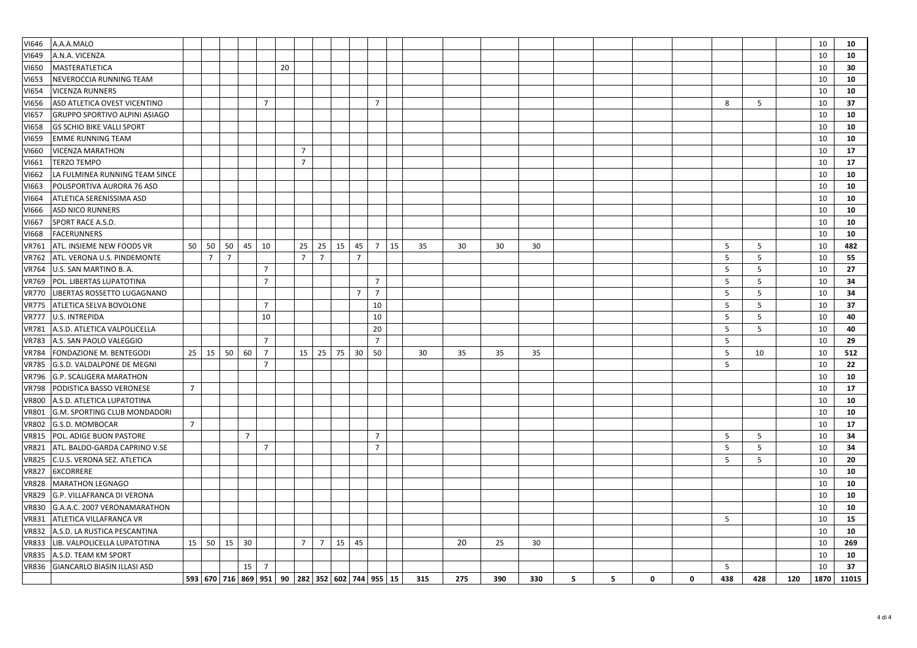| | | | | | | | | | | | | | | | | | | | | | | | | | | |
|---|---|---|---|---|---|---|---|---|---|---|---|---|---|---|---|---|---|---|---|---|---|---|---|---|---|---|
| VI646 | A.A.A.MALO | | | | | | | | | | | | | | | | | | | | | | | | 10 | 10 |
| VI649 | A.N.A. VICENZA | | | | | | | | | | | | | | | | | | | | | | | | 10 | 10 |
| VI650 | MASTERATLETICA | | | | | | 20 | | | | | | | | | | | | | | | | | | 10 | 30 |
| VI653 | NEVEROCCIA RUNNING TEAM | | | | | | | | | | | | | | | | | | | | | | | | 10 | 10 |
| VI654 | VICENZA RUNNERS | | | | | | | | | | | | | | | | | | | | | | | | 10 | 10 |
| VI656 | ASD ATLETICA OVEST VICENTINO | | | | | 7 | | | | | | 7 | | | | | | | | | | 8 | 5 | | 10 | 37 |
| VI657 | GRUPPO SPORTIVO ALPINI ASIAGO | | | | | | | | | | | | | | | | | | | | | | | | 10 | 10 |
| VI658 | GS SCHIO BIKE VALLI SPORT | | | | | | | | | | | | | | | | | | | | | | | | 10 | 10 |
| VI659 | EMME RUNNING TEAM | | | | | | | | | | | | | | | | | | | | | | | | 10 | 10 |
| VI660 | VICENZA MARATHON | | | | | | | 7 | | | | | | | | | | | | | | | | | 10 | 17 |
| VI661 | TERZO TEMPO | | | | | | | 7 | | | | | | | | | | | | | | | | | 10 | 17 |
| VI662 | LA FULMINEA RUNNING TEAM SINCE | | | | | | | | | | | | | | | | | | | | | | | | 10 | 10 |
| VI663 | POLISPORTIVA AURORA 76 ASD | | | | | | | | | | | | | | | | | | | | | | | | 10 | 10 |
| VI664 | ATLETICA SERENISSIMA ASD | | | | | | | | | | | | | | | | | | | | | | | | 10 | 10 |
| VI666 | ASD NICO RUNNERS | | | | | | | | | | | | | | | | | | | | | | | | 10 | 10 |
| VI667 | SPORT RACE A.S.D. | | | | | | | | | | | | | | | | | | | | | | | | 10 | 10 |
| VI668 | FACERUNNERS | | | | | | | | | | | | | | | | | | | | | | | | 10 | 10 |
| VR761 | ATL. INSIEME NEW FOODS VR | 50 | 50 | 50 | 45 | 10 | | 25 | 25 | 15 | 45 | 7 | 15 | 35 | 30 | 30 | 30 | | | | | 5 | 5 | | 10 | 482 |
| VR762 | ATL. VERONA U.S. PINDEMONTE | | 7 | 7 | | | | 7 | 7 | | 7 | | | | | | | | | | | 5 | 5 | | 10 | 55 |
| VR764 | U.S. SAN MARTINO B. A. | | | | | 7 | | | | | | | | | | | | | | | | 5 | 5 | | 10 | 27 |
| VR769 | POL. LIBERTAS LUPATOTINA | | | | | 7 | | | | | | 7 | | | | | | | | | | 5 | 5 | | 10 | 34 |
| VR770 | LIBERTAS ROSSETTO LUGAGNANO | | | | | | | | | | 7 | 7 | | | | | | | | | | 5 | 5 | | 10 | 34 |
| VR775 | ATLETICA SELVA BOVOLONE | | | | | 7 | | | | | | 10 | | | | | | | | | | 5 | 5 | | 10 | 37 |
| VR777 | U.S. INTREPIDA | | | | | 10 | | | | | | 10 | | | | | | | | | | 5 | 5 | | 10 | 40 |
| VR781 | A.S.D. ATLETICA VALPOLICELLA | | | | | | | | | | | 20 | | | | | | | | | | 5 | 5 | | 10 | 40 |
| VR783 | A.S. SAN PAOLO VALEGGIO | | | | | 7 | | | | | | 7 | | | | | | | | | | 5 | | | 10 | 29 |
| VR784 | FONDAZIONE M. BENTEGODI | 25 | 15 | 50 | 60 | 7 | | 15 | 25 | 75 | 30 | 50 | | 30 | 35 | 35 | 35 | | | | | 5 | 10 | | 10 | 512 |
| VR785 | G.S.D. VALDALPONE DE MEGNI | | | | | 7 | | | | | | | | | | | | | | | | 5 | | | 10 | 22 |
| VR796 | G.P. SCALIGERA MARATHON | | | | | | | | | | | | | | | | | | | | | | | | 10 | 10 |
| VR798 | PODISTICA BASSO VERONESE | 7 | | | | | | | | | | | | | | | | | | | | | | | 10 | 17 |
| VR800 | A.S.D. ATLETICA LUPATOTINA | | | | | | | | | | | | | | | | | | | | | | | | 10 | 10 |
| VR801 | G.M. SPORTING CLUB MONDADORI | | | | | | | | | | | | | | | | | | | | | | | | 10 | 10 |
| VR802 | G.S.D. MOMBOCAR | 7 | | | | | | | | | | | | | | | | | | | | | | | 10 | 17 |
| VR815 | POL. ADIGE BUON PASTORE | | | | 7 | | | | | | | 7 | | | | | | | | | | 5 | 5 | | 10 | 34 |
| VR821 | ATL. BALDO-GARDA CAPRINO V.SE | | | | | 7 | | | | | | 7 | | | | | | | | | | 5 | 5 | | 10 | 34 |
| VR825 | C.U.S. VERONA SEZ. ATLETICA | | | | | | | | | | | | | | | | | | | | | 5 | 5 | | 10 | 20 |
| VR827 | 6XCORRERE | | | | | | | | | | | | | | | | | | | | | | | | 10 | 10 |
| VR828 | MARATHON LEGNAGO | | | | | | | | | | | | | | | | | | | | | | | | 10 | 10 |
| VR829 | G.P. VILLAFRANCA DI VERONA | | | | | | | | | | | | | | | | | | | | | | | | 10 | 10 |
| VR830 | G.A.A.C. 2007 VERONAMARATHON | | | | | | | | | | | | | | | | | | | | | | | | 10 | 10 |
| VR831 | ATLETICA VILLAFRANCA VR | | | | | | | | | | | | | | | | | | | | | 5 | | | 10 | 15 |
| VR832 | A.S.D. LA RUSTICA PESCANTINA | | | | | | | | | | | | | | | | | | | | | | | | 10 | 10 |
| VR833 | LIB. VALPOLICELLA LUPATOTINA | 15 | 50 | 15 | 30 | | | 7 | 7 | 15 | 45 | | | | 20 | 25 | 30 | | | | | | | | 10 | 269 |
| VR835 | A.S.D. TEAM KM SPORT | | | | | | | | | | | | | | | | | | | | | | | | 10 | 10 |
| VR836 | GIANCARLO BIASIN ILLASI ASD | | | | 15 | 7 | | | | | | | | | | | | | | | | 5 | | | 10 | 37 |
| | | **593** | **670** | **716** | **869** | **951** | **90** | **282** | **352** | **602** | **744** | **955** | **15** | **315** | **275** | **390** | **330** | **5** | **5** | **0** | **0** | **438** | **428** | **120** | **1870** | **11015** |